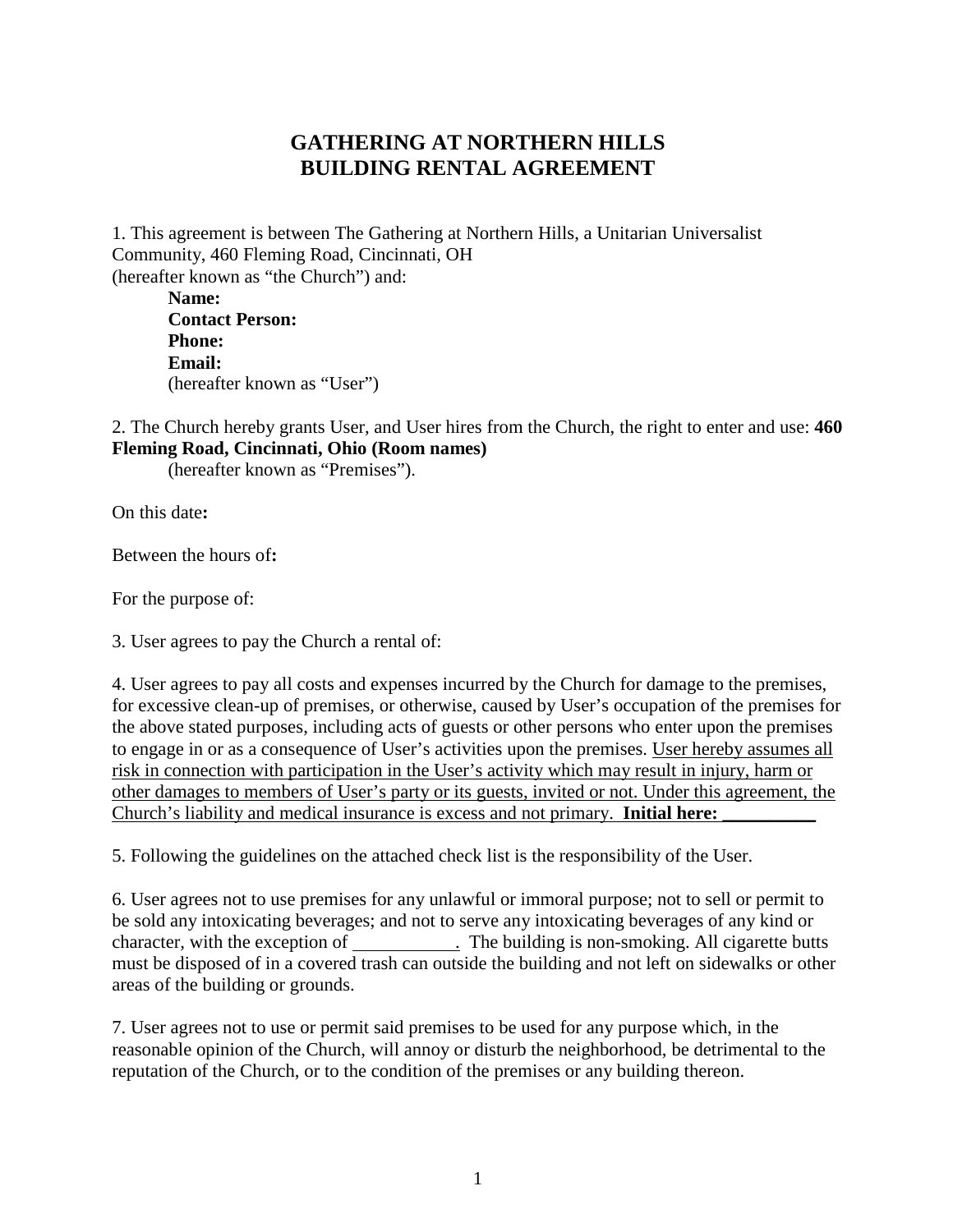# GATHERING AT NORTHERN HILLS
# BUILDING RENTAL AGREEMENT

1. This agreement is between The Gathering at Northern Hills, a Unitarian Universalist Community, 460 Fleming Road, Cincinnati, OH
(hereafter known as "the Church") and:

   **Name:**
   **Contact Person:**
   **Phone:**
   **Email:**
   (hereafter known as "User")

2. The Church hereby grants User, and User hires from the Church, the right to enter and use: **460 Fleming Road, Cincinnati, Ohio (Room names)**
   (hereafter known as "Premises").

On this date**:**

Between the hours of**:**

For the purpose of:

3. User agrees to pay the Church a rental of:

4. User agrees to pay all costs and expenses incurred by the Church for damage to the premises, for excessive clean-up of premises, or otherwise, caused by User's occupation of the premises for the above stated purposes, including acts of guests or other persons who enter upon the premises to engage in or as a consequence of User's activities upon the premises. <u>User hereby assumes all risk in connection with participation in the User's activity which may result in injury, harm or other damages to members of User's party or its guests, invited or not. Under this agreement, the Church's liability and medical insurance is excess and not primary.</u> **Initial here: __________**

5. Following the guidelines on the attached check list is the responsibility of the User.

6. User agrees not to use premises for any unlawful or immoral purpose; not to sell or permit to be sold any intoxicating beverages; and not to serve any intoxicating beverages of any kind or character, with the exception of ___________. The building is non-smoking. All cigarette butts must be disposed of in a covered trash can outside the building and not left on sidewalks or other areas of the building or grounds.

7. User agrees not to use or permit said premises to be used for any purpose which, in the reasonable opinion of the Church, will annoy or disturb the neighborhood, be detrimental to the reputation of the Church, or to the condition of the premises or any building thereon.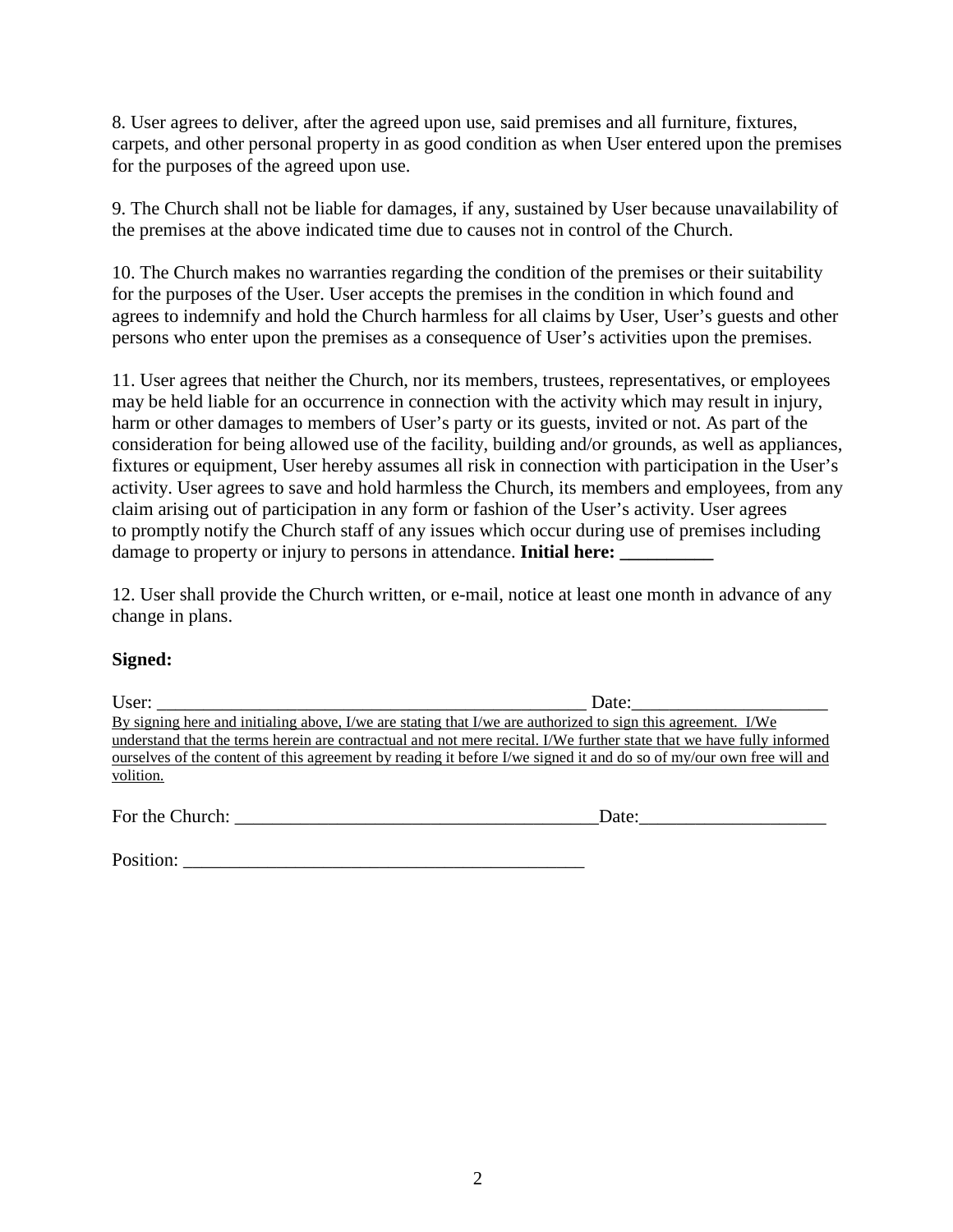8. User agrees to deliver, after the agreed upon use, said premises and all furniture, fixtures, carpets, and other personal property in as good condition as when User entered upon the premises for the purposes of the agreed upon use.

9. The Church shall not be liable for damages, if any, sustained by User because unavailability of the premises at the above indicated time due to causes not in control of the Church.

10. The Church makes no warranties regarding the condition of the premises or their suitability for the purposes of the User. User accepts the premises in the condition in which found and agrees to indemnify and hold the Church harmless for all claims by User, User's guests and other persons who enter upon the premises as a consequence of User's activities upon the premises.

11. User agrees that neither the Church, nor its members, trustees, representatives, or employees may be held liable for an occurrence in connection with the activity which may result in injury, harm or other damages to members of User's party or its guests, invited or not. As part of the consideration for being allowed use of the facility, building and/or grounds, as well as appliances, fixtures or equipment, User hereby assumes all risk in connection with participation in the User's activity. User agrees to save and hold harmless the Church, its members and employees, from any claim arising out of participation in any form or fashion of the User's activity. User agrees to promptly notify the Church staff of any issues which occur during use of premises including damage to property or injury to persons in attendance. **Initial here: __________**

12. User shall provide the Church written, or e-mail, notice at least one month in advance of any change in plans.

**Signed:**

User: ________________________________________________ Date:_____________________

By signing here and initialing above, I/we are stating that I/we are authorized to sign this agreement. I/We understand that the terms herein are contractual and not mere recital. I/We further state that we have fully informed ourselves of the content of this agreement by reading it before I/we signed it and do so of my/our own free will and volition.

For the Church: ________________________________________Date:____________________

Position: ____________________________________________